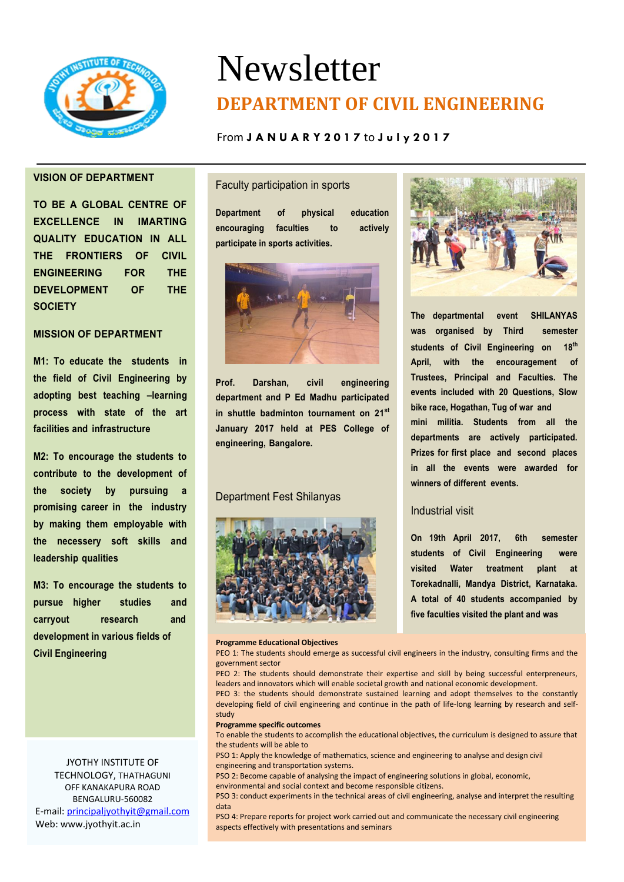# Newsletter

## DEPARTMENT OF CIVIL ENGINEERING

From **JANUARY 2017** to **July 2017**

### VISION OF DEPARTMENT

**TO BE A GLOBAL CENTRE OF EXCELLENCE IN IMARTING QUALITY EDUCATION IN ALL THE FRONTIERS OF CIVIL ENGINEERING FOR THE DEVELOPMENT OF THE SOCIETY**

### MISSION OF DEPARTMENT

**M1: To educate the students in the field of Civil Engineering by adopting best teaching –learning process with state of the art facilities and infrastructure**

**M2: To encourage the students to contribute to the development of the society by pursuing a promising career in the industry by making them employable with the necessery soft skills and leadership qualities**

**M3: To encourage the students to pursue higher studies and carryout research and development in various fields of Civil Engineering**

JYOTHY INSTITUTE OF TECHNOLOGY, THATHAGUNI
OFF KANAKAPURA ROAD
BENGALURU-560082
E-mail: principaljyothyit@gmail.com
Web: www.jyothyit.ac.in

### Faculty participation in sports

**Department of physical education encouraging faculties to actively participate in sports activities.**

**Prof. Darshan, civil engineering department and P Ed Madhu participated in shuttle badminton tournament on 21st January 2017 held at PES College of engineering, Bangalore.**

### Department Fest Shilanyas

**The departmental event SHILANYAS was organised by Third semester students of Civil Engineering on 18th April, with the encouragement of Trustees, Principal and Faculties. The events included with 20 Questions, Slow bike race, Hogathan, Tug of war and mini militia. Students from all the departments are actively participated. Prizes for first place and second places in all the events were awarded for winners of different events.**

### Industrial visit

**On 19th April 2017, 6th semester students of Civil Engineering were visited Water treatment plant at Torekadnalli, Mandya District, Karnataka. A total of 40 students accompanied by five faculties visited the plant and was**

**Programme Educational Objectives**

PEO 1: The students should emerge as successful civil engineers in the industry, consulting firms and the government sector

PEO 2: The students should demonstrate their expertise and skill by being successful enterpreneurs, leaders and innovators which will enable societal growth and national economic development.

PEO 3: the students should demonstrate sustained learning and adopt themselves to the constantly developing field of civil engineering and continue in the path of life-long learning by research and self-study

**Programme specific outcomes**

To enable the students to accomplish the educational objectives, the curriculum is designed to assure that the students will be able to

PSO 1: Apply the knowledge of mathematics, science and engineering to analyse and design civil engineering and transportation systems.

PSO 2: Become capable of analysing the impact of engineering solutions in global, economic, environmental and social context and become responsible citizens.

PSO 3: conduct experiments in the technical areas of civil engineering, analyse and interpret the resulting data

PSO 4: Prepare reports for project work carried out and communicate the necessary civil engineering aspects effectively with presentations and seminars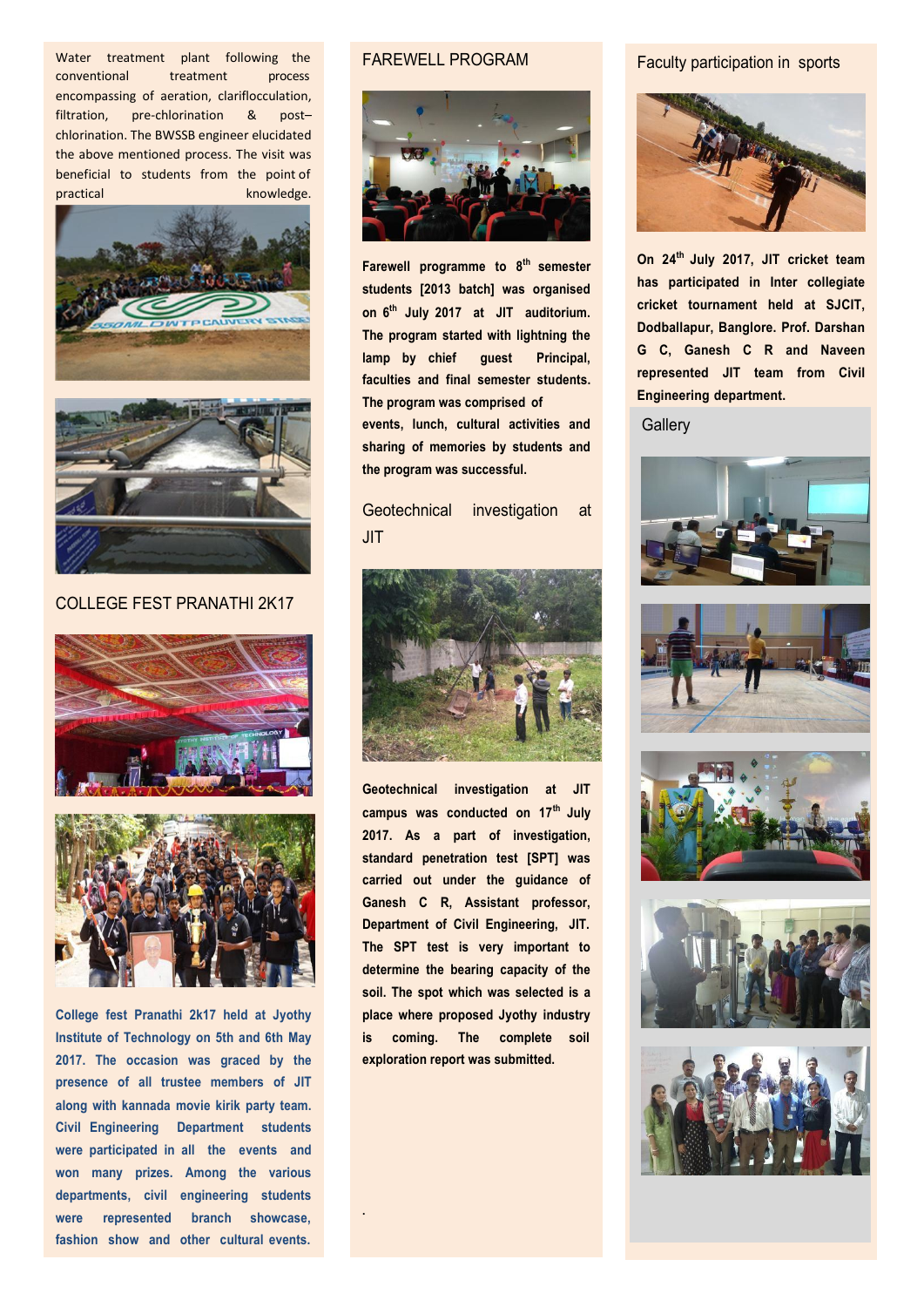Water treatment plant following the conventional treatment process encompassing of aeration, clariflocculation, filtration, pre-chlorination & post–chlorination. The BWSSB engineer elucidated the above mentioned process. The visit was beneficial to students from the point of practical knowledge.

## COLLEGE FEST PRANATHI 2K17

**College fest Pranathi 2k17 held at Jyothy Institute of Technology on 5th and 6th May 2017. The occasion was graced by the presence of all trustee members of JIT along with kannada movie kirik party team. Civil Engineering Department students were participated in all the events and won many prizes. Among the various departments, civil engineering students were represented branch showcase, fashion show and other cultural events.**

## FAREWELL PROGRAM

**Farewell programme to 8th semester students [2013 batch] was organised on 6th July 2017 at JIT auditorium. The program started with lightning the lamp by chief guest Principal, faculties and final semester students. The program was comprised of events, lunch, cultural activities and sharing of memories by students and the program was successful.**

## Geotechnical investigation at JIT

**Geotechnical investigation at JIT campus was conducted on 17th July 2017. As a part of investigation, standard penetration test [SPT] was carried out under the guidance of Ganesh C R, Assistant professor, Department of Civil Engineering, JIT. The SPT test is very important to determine the bearing capacity of the soil. The spot which was selected is a place where proposed Jyothy industry is coming. The complete soil exploration report was submitted.**

## Faculty participation in sports

**On 24th July 2017, JIT cricket team has participated in Inter collegiate cricket tournament held at SJCIT, Dodballapur, Banglore. Prof. Darshan G C, Ganesh C R and Naveen represented JIT team from Civil Engineering department.**

## Gallery